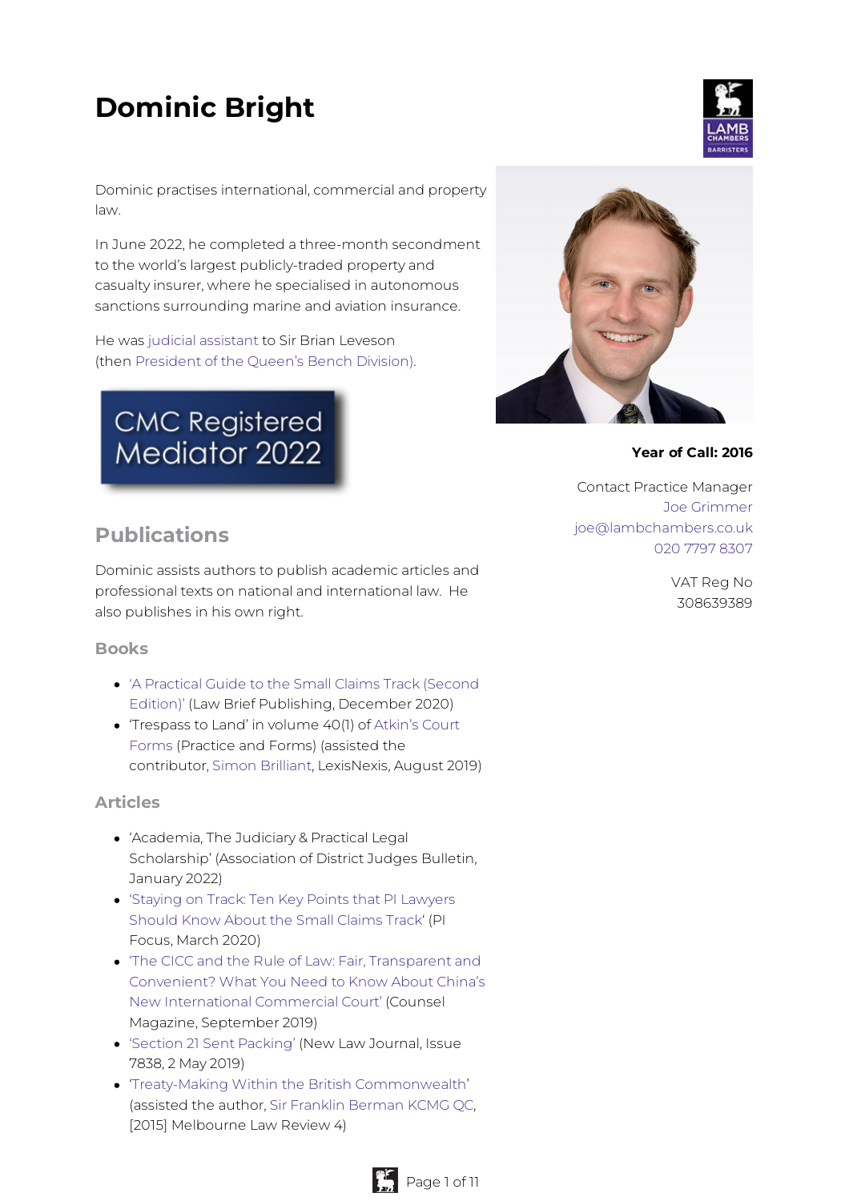# Dominic Bright

Dominic practises international, commercial and property law.

In June 2022, he completed a three-month secondment to the world's largest publicly-traded property and casualty insurer, where he specialised in autonomous sanctions surrounding marine and aviation insurance.

He was judicial assistant to Sir Brian Leveson (then President of the Queen's Bench Division).

CMC Registered Mediator 2022

**Year of Call: 2016**

Contact Practice Manager
Joe Grimmer
joe@lambchambers.co.uk
020 7797 8307

VAT Reg No
308639389

## Publications

Dominic assists authors to publish academic articles and professional texts on national and international law. He also publishes in his own right.

### Books

- 'A Practical Guide to the Small Claims Track (Second Edition)' (Law Brief Publishing, December 2020)
- 'Trespass to Land' in volume 40(1) of Atkin's Court Forms (Practice and Forms) (assisted the contributor, Simon Brilliant, LexisNexis, August 2019)

### Articles

- 'Academia, The Judiciary & Practical Legal Scholarship' (Association of District Judges Bulletin, January 2022)
- 'Staying on Track: Ten Key Points that PI Lawyers Should Know About the Small Claims Track' (PI Focus, March 2020)
- 'The CICC and the Rule of Law: Fair, Transparent and Convenient? What You Need to Know About China's New International Commercial Court' (Counsel Magazine, September 2019)
- 'Section 21 Sent Packing' (New Law Journal, Issue 7838, 2 May 2019)
- 'Treaty-Making Within the British Commonwealth' (assisted the author, Sir Franklin Berman KCMG QC, [2015] Melbourne Law Review 4)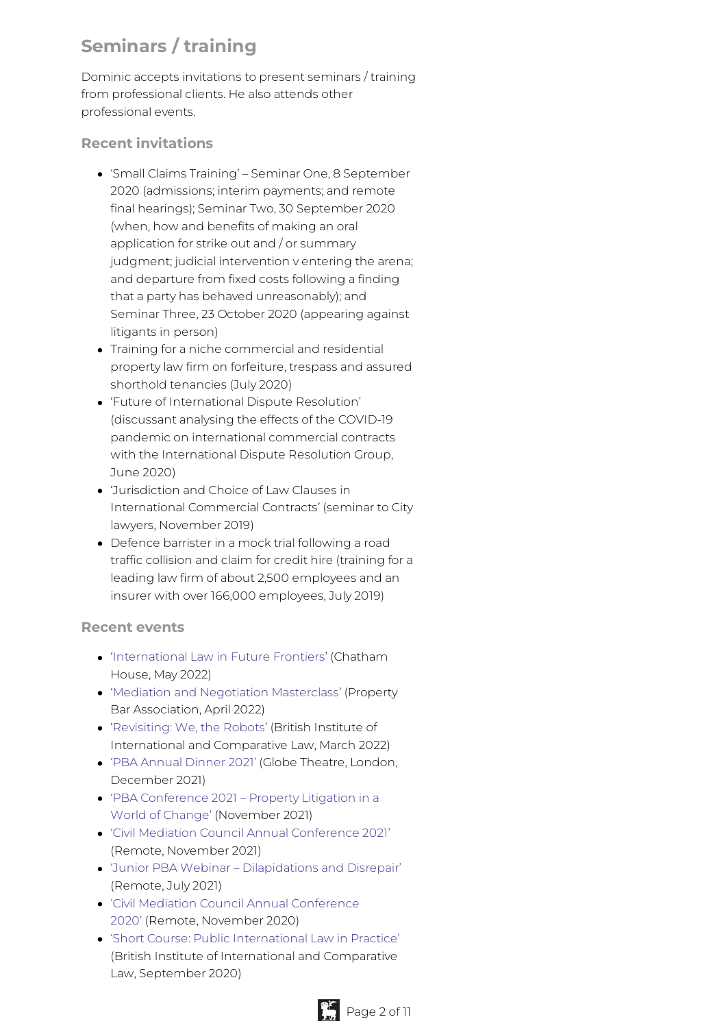## Seminars / training

Dominic accepts invitations to present seminars / training from professional clients. He also attends other professional events.

### Recent invitations

- 'Small Claims Training' – Seminar One, 8 September 2020 (admissions; interim payments; and remote final hearings); Seminar Two, 30 September 2020 (when, how and benefits of making an oral application for strike out and / or summary judgment; judicial intervention v entering the arena; and departure from fixed costs following a finding that a party has behaved unreasonably); and Seminar Three, 23 October 2020 (appearing against litigants in person)
- Training for a niche commercial and residential property law firm on forfeiture, trespass and assured shorthold tenancies (July 2020)
- 'Future of International Dispute Resolution' (discussant analysing the effects of the COVID-19 pandemic on international commercial contracts with the International Dispute Resolution Group, June 2020)
- 'Jurisdiction and Choice of Law Clauses in International Commercial Contracts' (seminar to City lawyers, November 2019)
- Defence barrister in a mock trial following a road traffic collision and claim for credit hire (training for a leading law firm of about 2,500 employees and an insurer with over 166,000 employees, July 2019)

### Recent events

- 'International Law in Future Frontiers' (Chatham House, May 2022)
- 'Mediation and Negotiation Masterclass' (Property Bar Association, April 2022)
- 'Revisiting: We, the Robots' (British Institute of International and Comparative Law, March 2022)
- 'PBA Annual Dinner 2021' (Globe Theatre, London, December 2021)
- 'PBA Conference 2021 – Property Litigation in a World of Change' (November 2021)
- 'Civil Mediation Council Annual Conference 2021' (Remote, November 2021)
- 'Junior PBA Webinar – Dilapidations and Disrepair' (Remote, July 2021)
- 'Civil Mediation Council Annual Conference 2020' (Remote, November 2020)
- 'Short Course: Public International Law in Practice' (British Institute of International and Comparative Law, September 2020)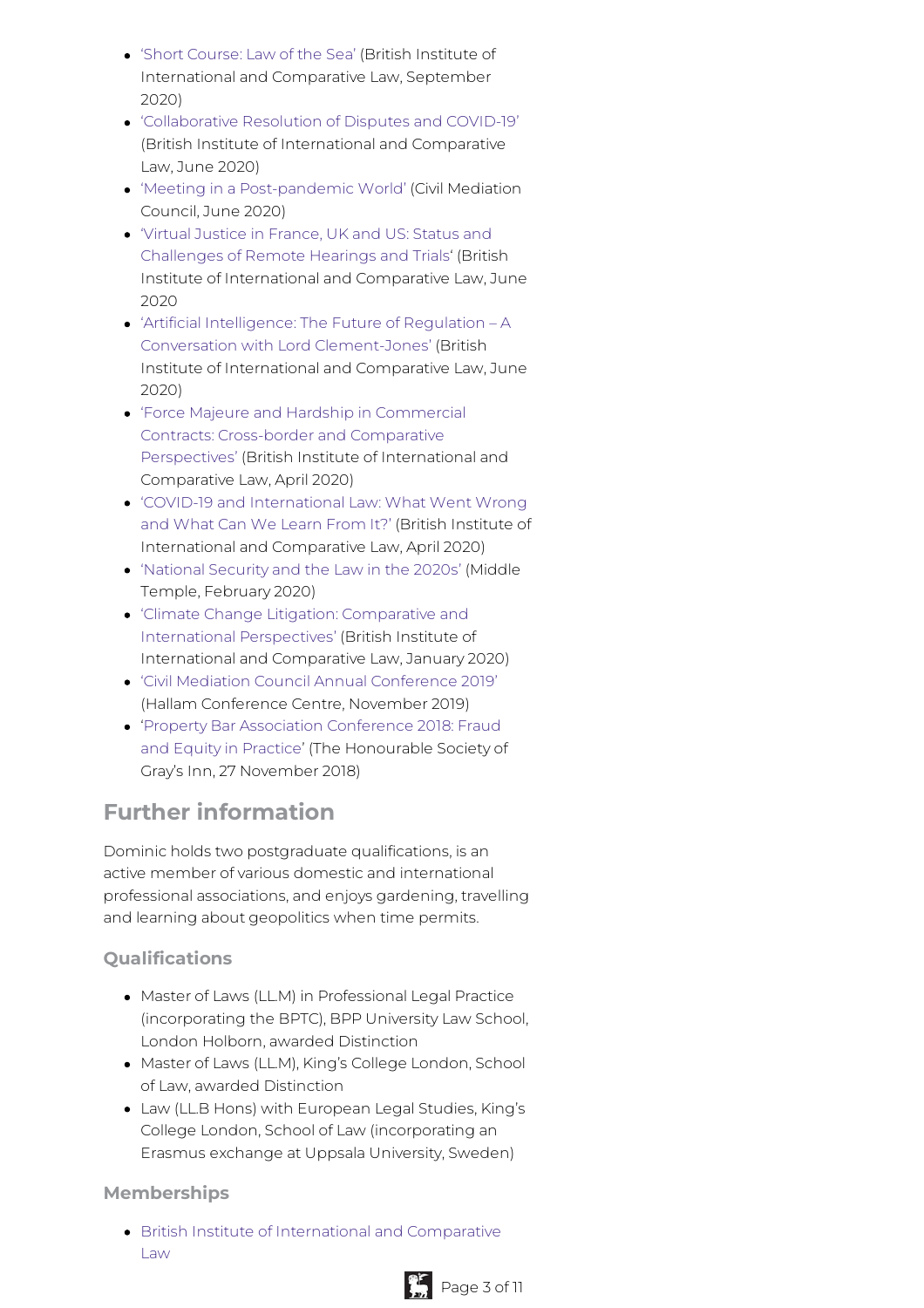- 'Short Course: Law of the Sea' (British Institute of International and Comparative Law, September 2020)
- 'Collaborative Resolution of Disputes and COVID-19' (British Institute of International and Comparative Law, June 2020)
- 'Meeting in a Post-pandemic World' (Civil Mediation Council, June 2020)
- 'Virtual Justice in France, UK and US: Status and Challenges of Remote Hearings and Trials' (British Institute of International and Comparative Law, June 2020
- 'Artificial Intelligence: The Future of Regulation – A Conversation with Lord Clement-Jones' (British Institute of International and Comparative Law, June 2020)
- 'Force Majeure and Hardship in Commercial Contracts: Cross-border and Comparative Perspectives' (British Institute of International and Comparative Law, April 2020)
- 'COVID-19 and International Law: What Went Wrong and What Can We Learn From It?' (British Institute of International and Comparative Law, April 2020)
- 'National Security and the Law in the 2020s' (Middle Temple, February 2020)
- 'Climate Change Litigation: Comparative and International Perspectives' (British Institute of International and Comparative Law, January 2020)
- 'Civil Mediation Council Annual Conference 2019' (Hallam Conference Centre, November 2019)
- 'Property Bar Association Conference 2018: Fraud and Equity in Practice' (The Honourable Society of Gray's Inn, 27 November 2018)

## Further information

Dominic holds two postgraduate qualifications, is an active member of various domestic and international professional associations, and enjoys gardening, travelling and learning about geopolitics when time permits.

### Qualifications

- Master of Laws (LL.M) in Professional Legal Practice (incorporating the BPTC), BPP University Law School, London Holborn, awarded Distinction
- Master of Laws (LL.M), King's College London, School of Law, awarded Distinction
- Law (LL.B Hons) with European Legal Studies, King's College London, School of Law (incorporating an Erasmus exchange at Uppsala University, Sweden)

### Memberships

- British Institute of International and Comparative Law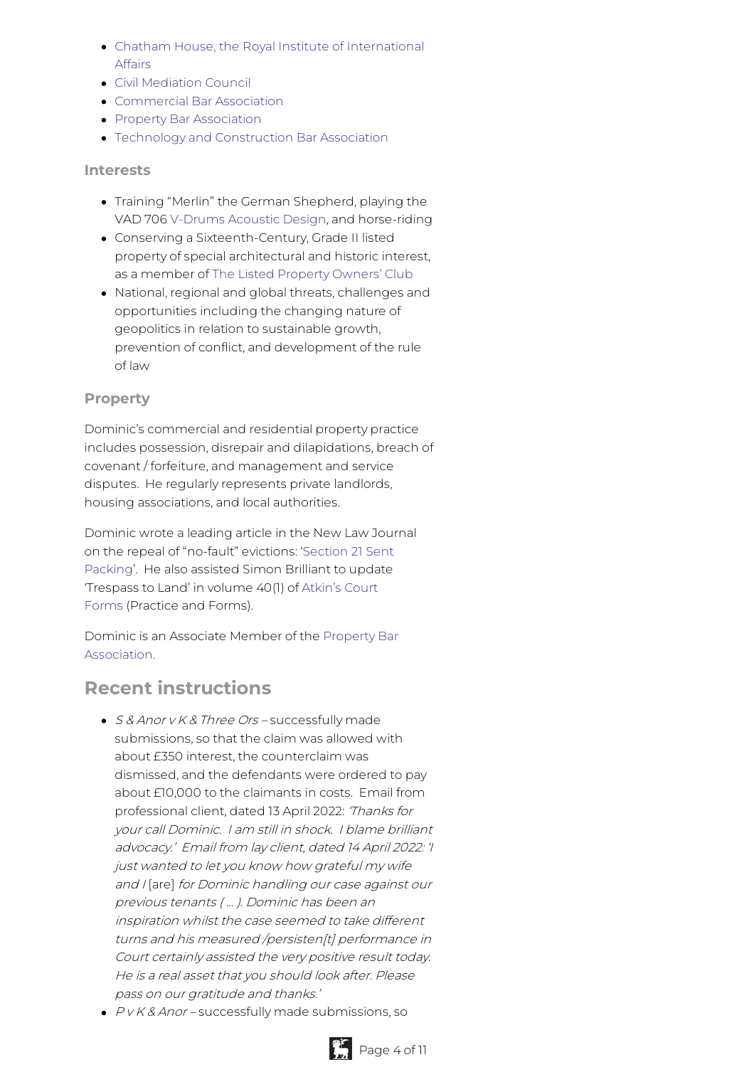- Chatham House, the Royal Institute of International Affairs
- Civil Mediation Council
- Commercial Bar Association
- Property Bar Association
- Technology and Construction Bar Association

### Interests

- Training "Merlin" the German Shepherd, playing the VAD 706 V-Drums Acoustic Design, and horse-riding
- Conserving a Sixteenth-Century, Grade II listed property of special architectural and historic interest, as a member of The Listed Property Owners' Club
- National, regional and global threats, challenges and opportunities including the changing nature of geopolitics in relation to sustainable growth, prevention of conflict, and development of the rule of law

### Property

Dominic's commercial and residential property practice includes possession, disrepair and dilapidations, breach of covenant / forfeiture, and management and service disputes. He regularly represents private landlords, housing associations, and local authorities.

Dominic wrote a leading article in the New Law Journal on the repeal of "no-fault" evictions: 'Section 21 Sent Packing'. He also assisted Simon Brilliant to update 'Trespass to Land' in volume 40(1) of Atkin's Court Forms (Practice and Forms).

Dominic is an Associate Member of the Property Bar Association.

## Recent instructions

- *S & Anor v K & Three Ors* – successfully made submissions, so that the claim was allowed with about £350 interest, the counterclaim was dismissed, and the defendants were ordered to pay about £10,000 to the claimants in costs. Email from professional client, dated 13 April 2022: *'Thanks for your call Dominic. I am still in shock. I blame brilliant advocacy.' Email from lay client, dated 14 April 2022: 'I just wanted to let you know how grateful my wife and I* [are] *for Dominic handling our case against our previous tenants ( … ). Dominic has been an inspiration whilst the case seemed to take different turns and his measured /persisten[t] performance in Court certainly assisted the very positive result today. He is a real asset that you should look after. Please pass on our gratitude and thanks.'*
- *P v K & Anor* – successfully made submissions, so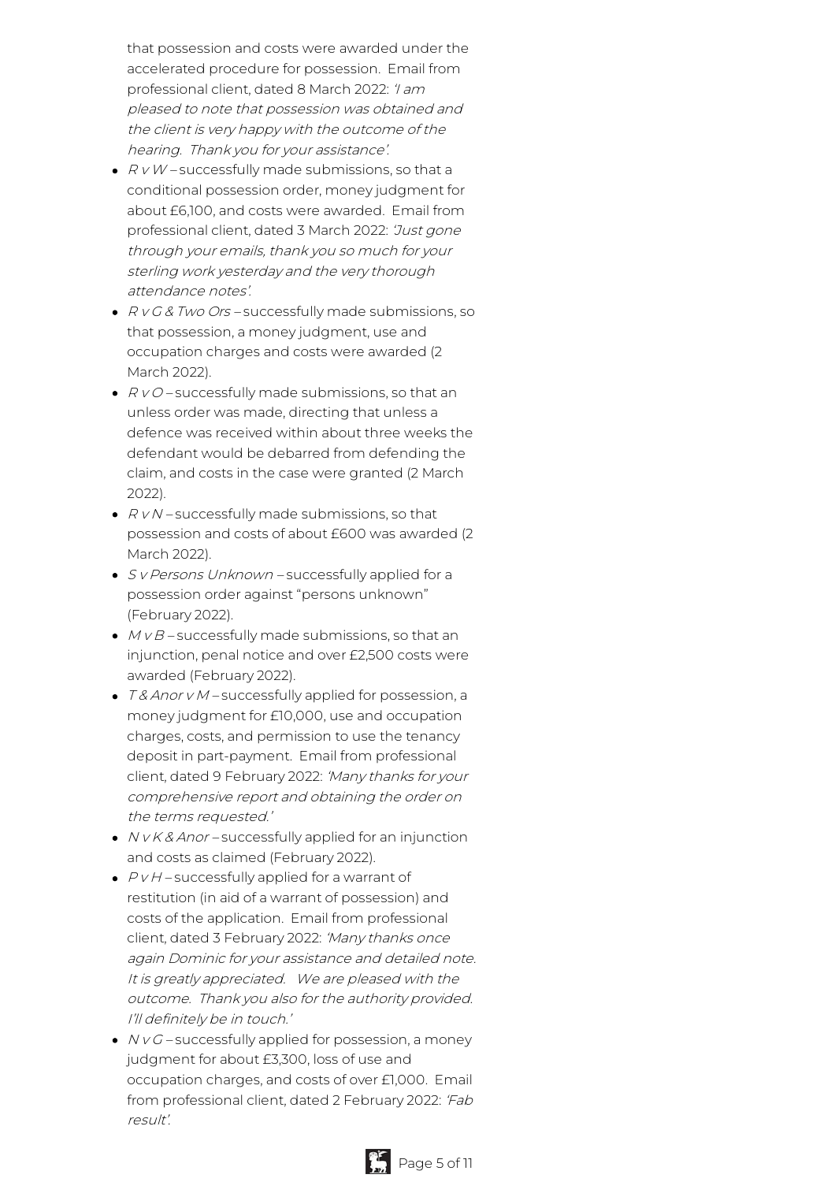that possession and costs were awarded under the accelerated procedure for possession. Email from professional client, dated 8 March 2022: *'I am pleased to note that possession was obtained and the client is very happy with the outcome of the hearing. Thank you for your assistance'.*

- *R v W* – successfully made submissions, so that a conditional possession order, money judgment for about £6,100, and costs were awarded. Email from professional client, dated 3 March 2022: *'Just gone through your emails, thank you so much for your sterling work yesterday and the very thorough attendance notes'.*
- *R v G & Two Ors* – successfully made submissions, so that possession, a money judgment, use and occupation charges and costs were awarded (2 March 2022).
- *R v O* – successfully made submissions, so that an unless order was made, directing that unless a defence was received within about three weeks the defendant would be debarred from defending the claim, and costs in the case were granted (2 March 2022).
- *R v N* – successfully made submissions, so that possession and costs of about £600 was awarded (2 March 2022).
- *S v Persons Unknown* – successfully applied for a possession order against "persons unknown" (February 2022).
- *M v B* – successfully made submissions, so that an injunction, penal notice and over £2,500 costs were awarded (February 2022).
- *T & Anor v M* – successfully applied for possession, a money judgment for £10,000, use and occupation charges, costs, and permission to use the tenancy deposit in part-payment. Email from professional client, dated 9 February 2022: *'Many thanks for your comprehensive report and obtaining the order on the terms requested.'*
- *N v K & Anor* – successfully applied for an injunction and costs as claimed (February 2022).
- *P v H* – successfully applied for a warrant of restitution (in aid of a warrant of possession) and costs of the application. Email from professional client, dated 3 February 2022: *'Many thanks once again Dominic for your assistance and detailed note. It is greatly appreciated. We are pleased with the outcome. Thank you also for the authority provided. I'll definitely be in touch.'*
- *N v G* – successfully applied for possession, a money judgment for about £3,300, loss of use and occupation charges, and costs of over £1,000. Email from professional client, dated 2 February 2022: *'Fab result'.*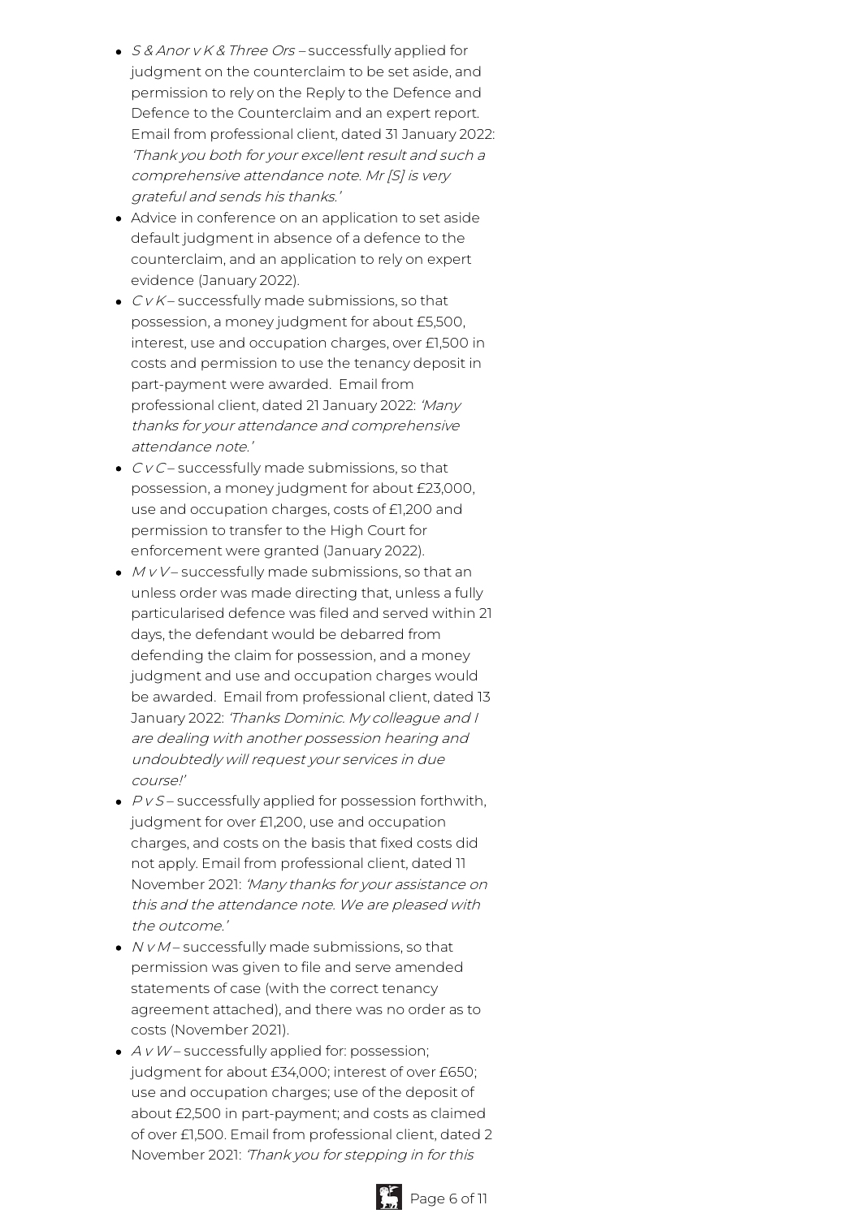- *S & Anor v K & Three Ors* – successfully applied for judgment on the counterclaim to be set aside, and permission to rely on the Reply to the Defence and Defence to the Counterclaim and an expert report. Email from professional client, dated 31 January 2022: *'Thank you both for your excellent result and such a comprehensive attendance note. Mr [S] is very grateful and sends his thanks.'*
- Advice in conference on an application to set aside default judgment in absence of a defence to the counterclaim, and an application to rely on expert evidence (January 2022).
- *C v K* – successfully made submissions, so that possession, a money judgment for about £5,500, interest, use and occupation charges, over £1,500 in costs and permission to use the tenancy deposit in part-payment were awarded. Email from professional client, dated 21 January 2022: *'Many thanks for your attendance and comprehensive attendance note.'*
- *C v C* – successfully made submissions, so that possession, a money judgment for about £23,000, use and occupation charges, costs of £1,200 and permission to transfer to the High Court for enforcement were granted (January 2022).
- *M v V* – successfully made submissions, so that an unless order was made directing that, unless a fully particularised defence was filed and served within 21 days, the defendant would be debarred from defending the claim for possession, and a money judgment and use and occupation charges would be awarded. Email from professional client, dated 13 January 2022: *'Thanks Dominic. My colleague and I are dealing with another possession hearing and undoubtedly will request your services in due course!'*
- *P v S* – successfully applied for possession forthwith, judgment for over £1,200, use and occupation charges, and costs on the basis that fixed costs did not apply. Email from professional client, dated 11 November 2021: *'Many thanks for your assistance on this and the attendance note. We are pleased with the outcome.'*
- *N v M* – successfully made submissions, so that permission was given to file and serve amended statements of case (with the correct tenancy agreement attached), and there was no order as to costs (November 2021).
- *A v W* – successfully applied for: possession; judgment for about £34,000; interest of over £650; use and occupation charges; use of the deposit of about £2,500 in part-payment; and costs as claimed of over £1,500. Email from professional client, dated 2 November 2021: *'Thank you for stepping in for this*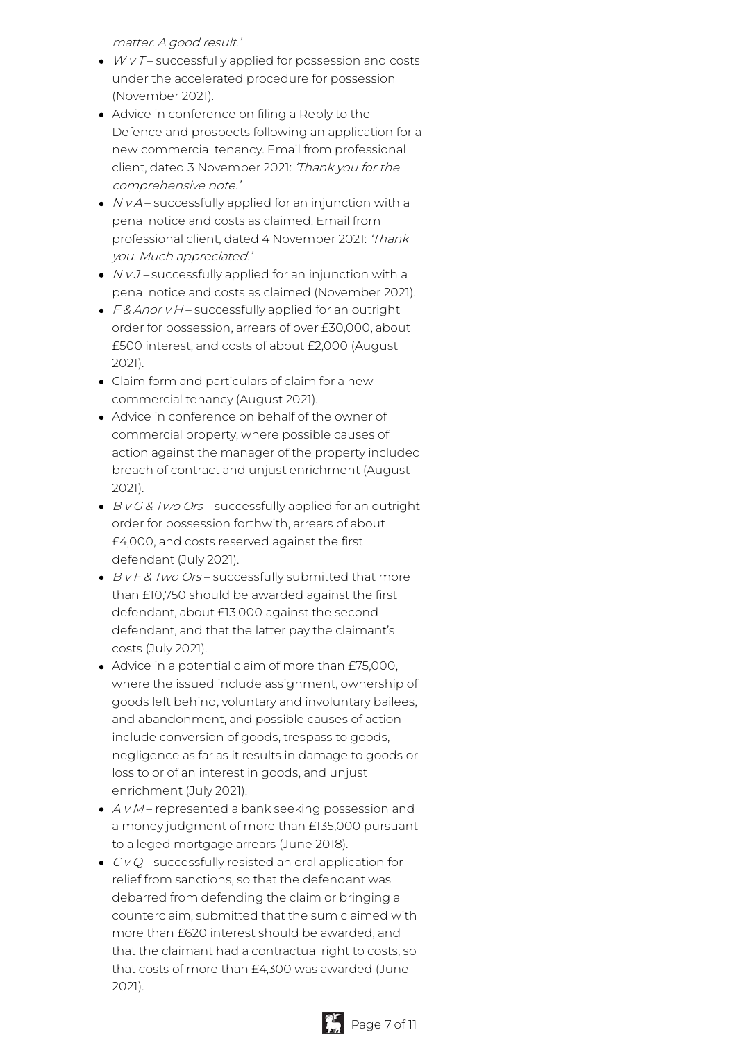matter. A good result.'*

- *W v T* – successfully applied for possession and costs under the accelerated procedure for possession (November 2021).
- Advice in conference on filing a Reply to the Defence and prospects following an application for a new commercial tenancy. Email from professional client, dated 3 November 2021: *'Thank you for the comprehensive note.'*
- *N v A* – successfully applied for an injunction with a penal notice and costs as claimed. Email from professional client, dated 4 November 2021: *'Thank you. Much appreciated.'*
- *N v J* – successfully applied for an injunction with a penal notice and costs as claimed (November 2021).
- *F & Anor v H* – successfully applied for an outright order for possession, arrears of over £30,000, about £500 interest, and costs of about £2,000 (August 2021).
- Claim form and particulars of claim for a new commercial tenancy (August 2021).
- Advice in conference on behalf of the owner of commercial property, where possible causes of action against the manager of the property included breach of contract and unjust enrichment (August 2021).
- *B v G & Two Ors* – successfully applied for an outright order for possession forthwith, arrears of about £4,000, and costs reserved against the first defendant (July 2021).
- *B v F & Two Ors* – successfully submitted that more than £10,750 should be awarded against the first defendant, about £13,000 against the second defendant, and that the latter pay the claimant's costs (July 2021).
- Advice in a potential claim of more than £75,000, where the issued include assignment, ownership of goods left behind, voluntary and involuntary bailees, and abandonment, and possible causes of action include conversion of goods, trespass to goods, negligence as far as it results in damage to goods or loss to or of an interest in goods, and unjust enrichment (July 2021).
- *A v M* – represented a bank seeking possession and a money judgment of more than £135,000 pursuant to alleged mortgage arrears (June 2018).
- *C v Q* – successfully resisted an oral application for relief from sanctions, so that the defendant was debarred from defending the claim or bringing a counterclaim, submitted that the sum claimed with more than £620 interest should be awarded, and that the claimant had a contractual right to costs, so that costs of more than £4,300 was awarded (June 2021).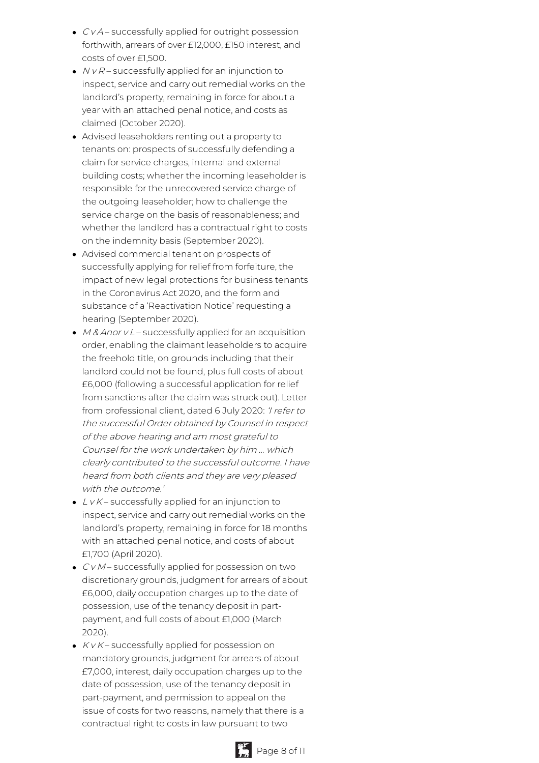- *C v A* – successfully applied for outright possession forthwith, arrears of over £12,000, £150 interest, and costs of over £1,500.
- *N v R* – successfully applied for an injunction to inspect, service and carry out remedial works on the landlord's property, remaining in force for about a year with an attached penal notice, and costs as claimed (October 2020).
- Advised leaseholders renting out a property to tenants on: prospects of successfully defending a claim for service charges, internal and external building costs; whether the incoming leaseholder is responsible for the unrecovered service charge of the outgoing leaseholder; how to challenge the service charge on the basis of reasonableness; and whether the landlord has a contractual right to costs on the indemnity basis (September 2020).
- Advised commercial tenant on prospects of successfully applying for relief from forfeiture, the impact of new legal protections for business tenants in the Coronavirus Act 2020, and the form and substance of a 'Reactivation Notice' requesting a hearing (September 2020).
- *M & Anor v L* – successfully applied for an acquisition order, enabling the claimant leaseholders to acquire the freehold title, on grounds including that their landlord could not be found, plus full costs of about £6,000 (following a successful application for relief from sanctions after the claim was struck out). Letter from professional client, dated 6 July 2020: *'I refer to the successful Order obtained by Counsel in respect of the above hearing and am most grateful to Counsel for the work undertaken by him … which clearly contributed to the successful outcome. I have heard from both clients and they are very pleased with the outcome.'*
- *L v K* – successfully applied for an injunction to inspect, service and carry out remedial works on the landlord's property, remaining in force for 18 months with an attached penal notice, and costs of about £1,700 (April 2020).
- *C v M* – successfully applied for possession on two discretionary grounds, judgment for arrears of about £6,000, daily occupation charges up to the date of possession, use of the tenancy deposit in part-payment, and full costs of about £1,000 (March 2020).
- *K v K* – successfully applied for possession on mandatory grounds, judgment for arrears of about £7,000, interest, daily occupation charges up to the date of possession, use of the tenancy deposit in part-payment, and permission to appeal on the issue of costs for two reasons, namely that there is a contractual right to costs in law pursuant to two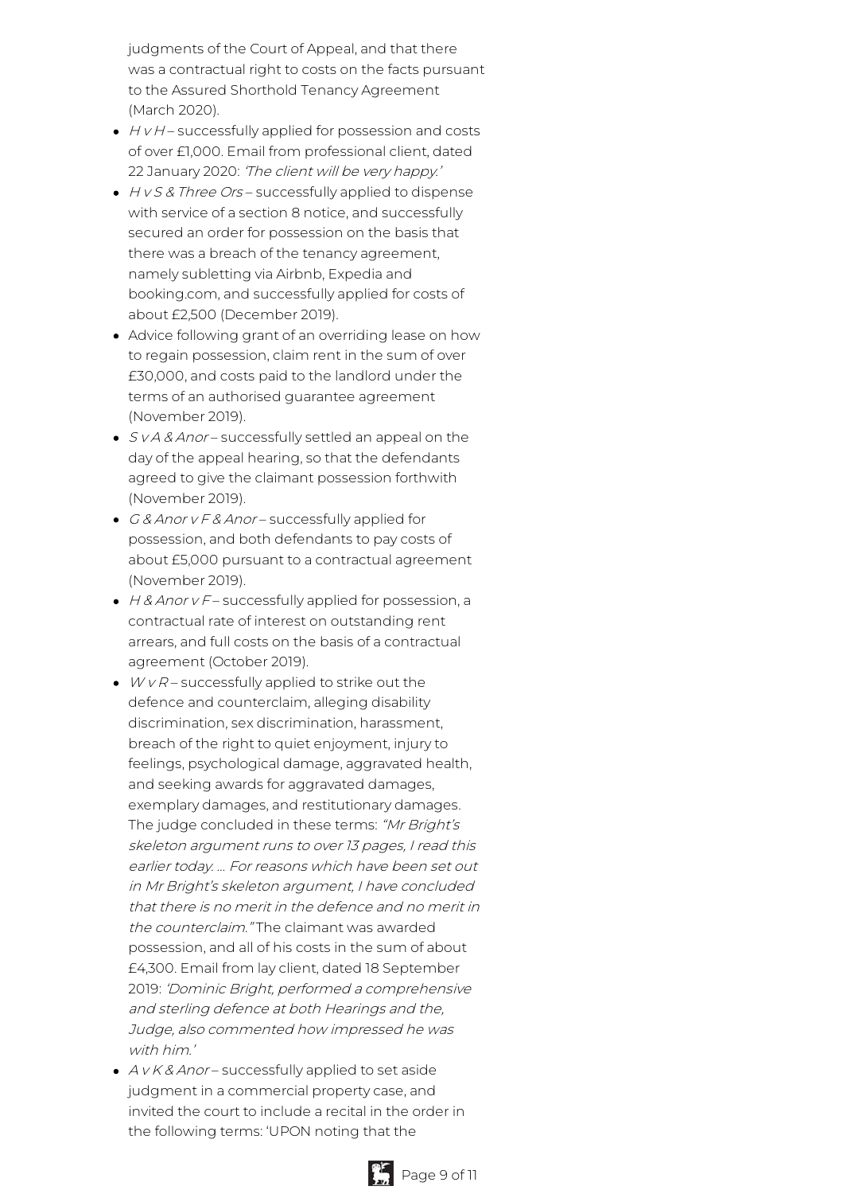judgments of the Court of Appeal, and that there was a contractual right to costs on the facts pursuant to the Assured Shorthold Tenancy Agreement (March 2020).

- *H v H* – successfully applied for possession and costs of over £1,000. Email from professional client, dated 22 January 2020: *'The client will be very happy.'*
- *H v S & Three Ors* – successfully applied to dispense with service of a section 8 notice, and successfully secured an order for possession on the basis that there was a breach of the tenancy agreement, namely subletting via Airbnb, Expedia and booking.com, and successfully applied for costs of about £2,500 (December 2019).
- Advice following grant of an overriding lease on how to regain possession, claim rent in the sum of over £30,000, and costs paid to the landlord under the terms of an authorised guarantee agreement (November 2019).
- *S v A & Anor* – successfully settled an appeal on the day of the appeal hearing, so that the defendants agreed to give the claimant possession forthwith (November 2019).
- *G & Anor v F & Anor* – successfully applied for possession, and both defendants to pay costs of about £5,000 pursuant to a contractual agreement (November 2019).
- *H & Anor v F* – successfully applied for possession, a contractual rate of interest on outstanding rent arrears, and full costs on the basis of a contractual agreement (October 2019).
- *W v R* – successfully applied to strike out the defence and counterclaim, alleging disability discrimination, sex discrimination, harassment, breach of the right to quiet enjoyment, injury to feelings, psychological damage, aggravated health, and seeking awards for aggravated damages, exemplary damages, and restitutionary damages. The judge concluded in these terms: *"Mr Bright's skeleton argument runs to over 13 pages, I read this earlier today. … For reasons which have been set out in Mr Bright's skeleton argument, I have concluded that there is no merit in the defence and no merit in the counterclaim."* The claimant was awarded possession, and all of his costs in the sum of about £4,300. Email from lay client, dated 18 September 2019: *'Dominic Bright, performed a comprehensive and sterling defence at both Hearings and the, Judge, also commented how impressed he was with him.'*
- *A v K & Anor* – successfully applied to set aside judgment in a commercial property case, and invited the court to include a recital in the order in the following terms: 'UPON noting that the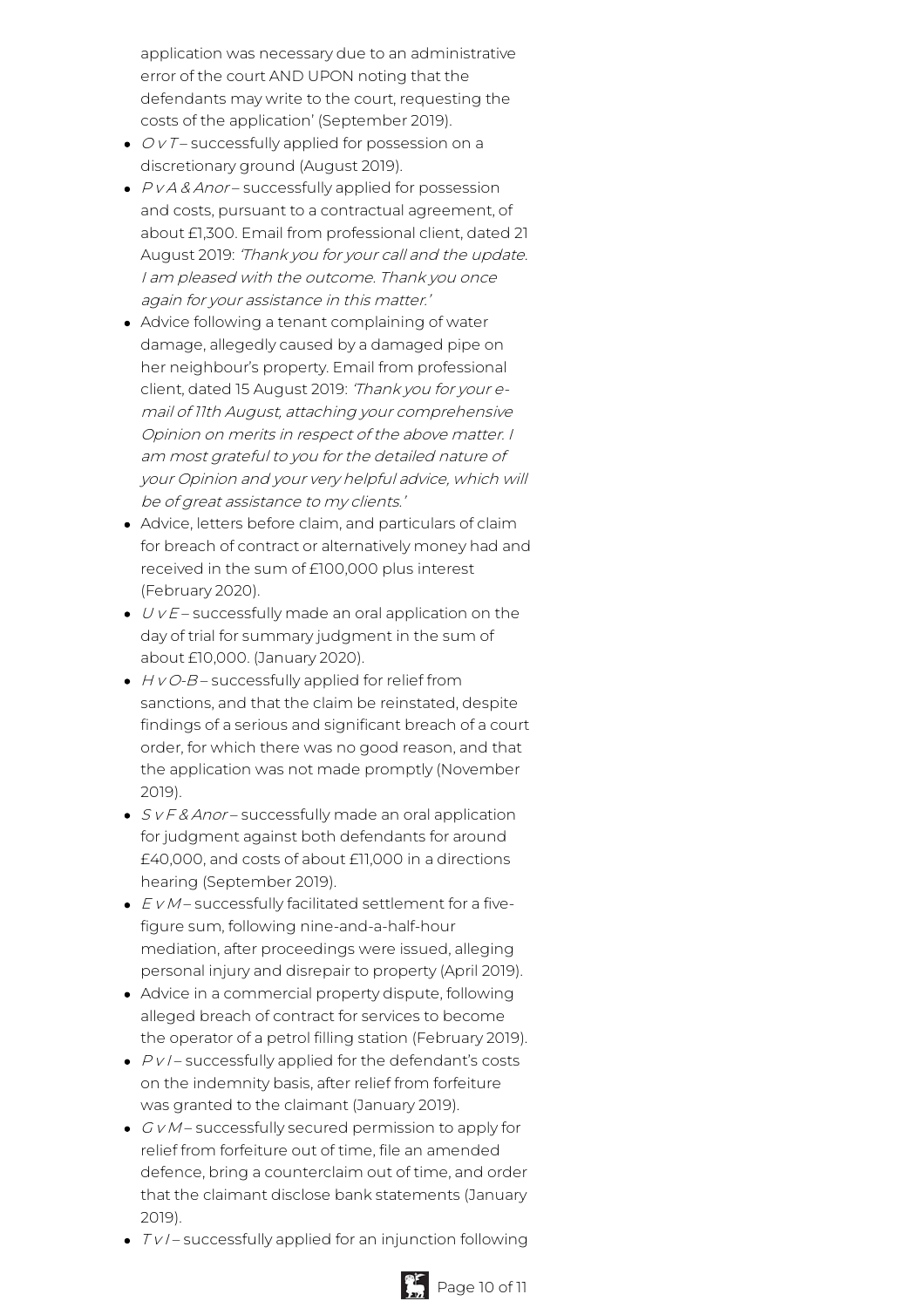application was necessary due to an administrative error of the court AND UPON noting that the defendants may write to the court, requesting the costs of the application' (September 2019).

- *O v T* – successfully applied for possession on a discretionary ground (August 2019).
- *P v A & Anor* – successfully applied for possession and costs, pursuant to a contractual agreement, of about £1,300. Email from professional client, dated 21 August 2019: *'Thank you for your call and the update. I am pleased with the outcome. Thank you once again for your assistance in this matter.'*
- Advice following a tenant complaining of water damage, allegedly caused by a damaged pipe on her neighbour's property. Email from professional client, dated 15 August 2019: *'Thank you for your e-mail of 11th August, attaching your comprehensive Opinion on merits in respect of the above matter. I am most grateful to you for the detailed nature of your Opinion and your very helpful advice, which will be of great assistance to my clients.'*
- Advice, letters before claim, and particulars of claim for breach of contract or alternatively money had and received in the sum of £100,000 plus interest (February 2020).
- *U v E* – successfully made an oral application on the day of trial for summary judgment in the sum of about £10,000. (January 2020).
- *H v O-B* – successfully applied for relief from sanctions, and that the claim be reinstated, despite findings of a serious and significant breach of a court order, for which there was no good reason, and that the application was not made promptly (November 2019).
- *S v F & Anor* – successfully made an oral application for judgment against both defendants for around £40,000, and costs of about £11,000 in a directions hearing (September 2019).
- *E v M* – successfully facilitated settlement for a five-figure sum, following nine-and-a-half-hour mediation, after proceedings were issued, alleging personal injury and disrepair to property (April 2019).
- Advice in a commercial property dispute, following alleged breach of contract for services to become the operator of a petrol filling station (February 2019).
- *P v I* – successfully applied for the defendant's costs on the indemnity basis, after relief from forfeiture was granted to the claimant (January 2019).
- *G v M* – successfully secured permission to apply for relief from forfeiture out of time, file an amended defence, bring a counterclaim out of time, and order that the claimant disclose bank statements (January 2019).
- *T v I* – successfully applied for an injunction following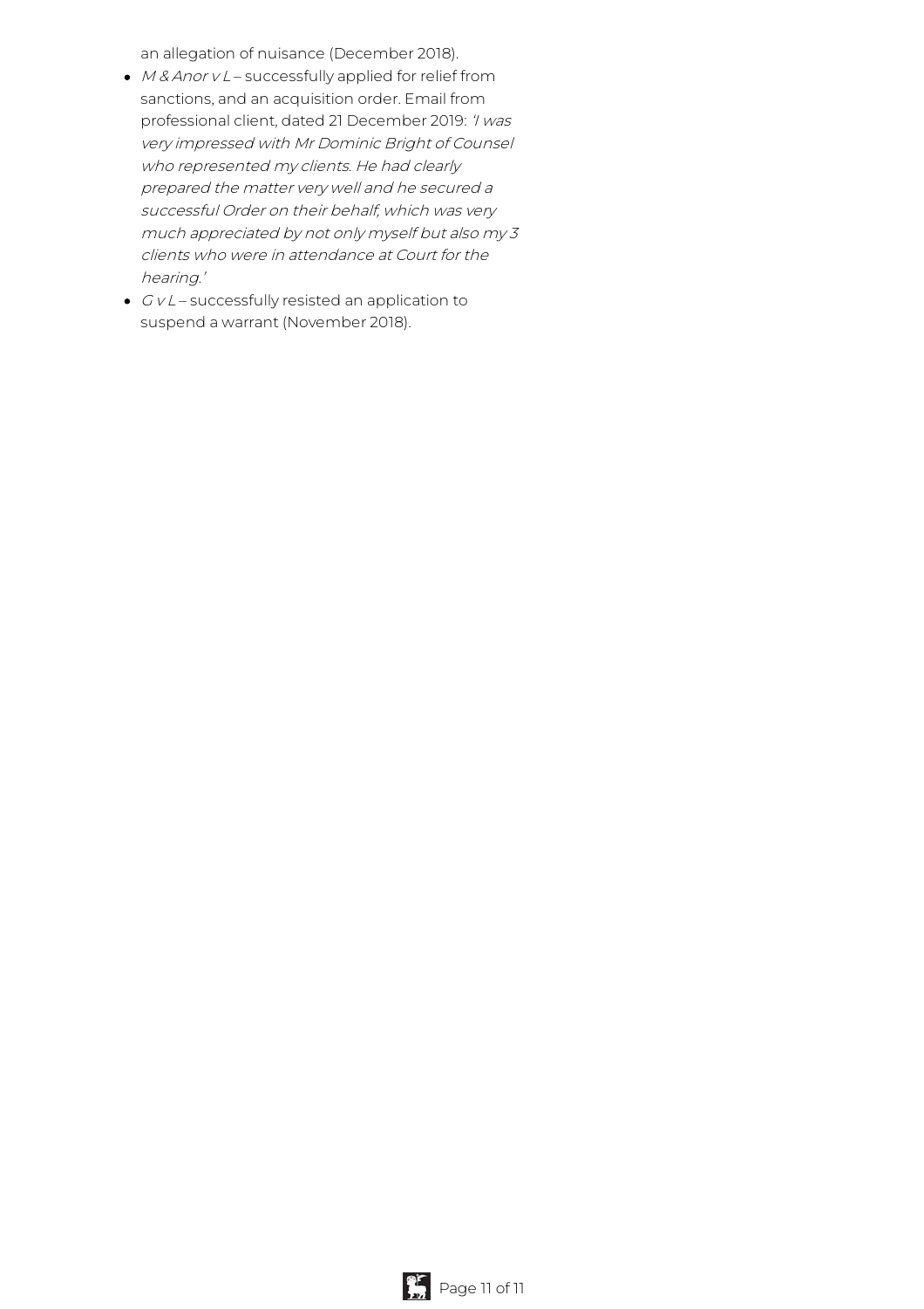an allegation of nuisance (December 2018).

- *M & Anor v L* – successfully applied for relief from sanctions, and an acquisition order. Email from professional client, dated 21 December 2019: *'I was very impressed with Mr Dominic Bright of Counsel who represented my clients. He had clearly prepared the matter very well and he secured a successful Order on their behalf, which was very much appreciated by not only myself but also my 3 clients who were in attendance at Court for the hearing.'*
- *G v L* – successfully resisted an application to suspend a warrant (November 2018).